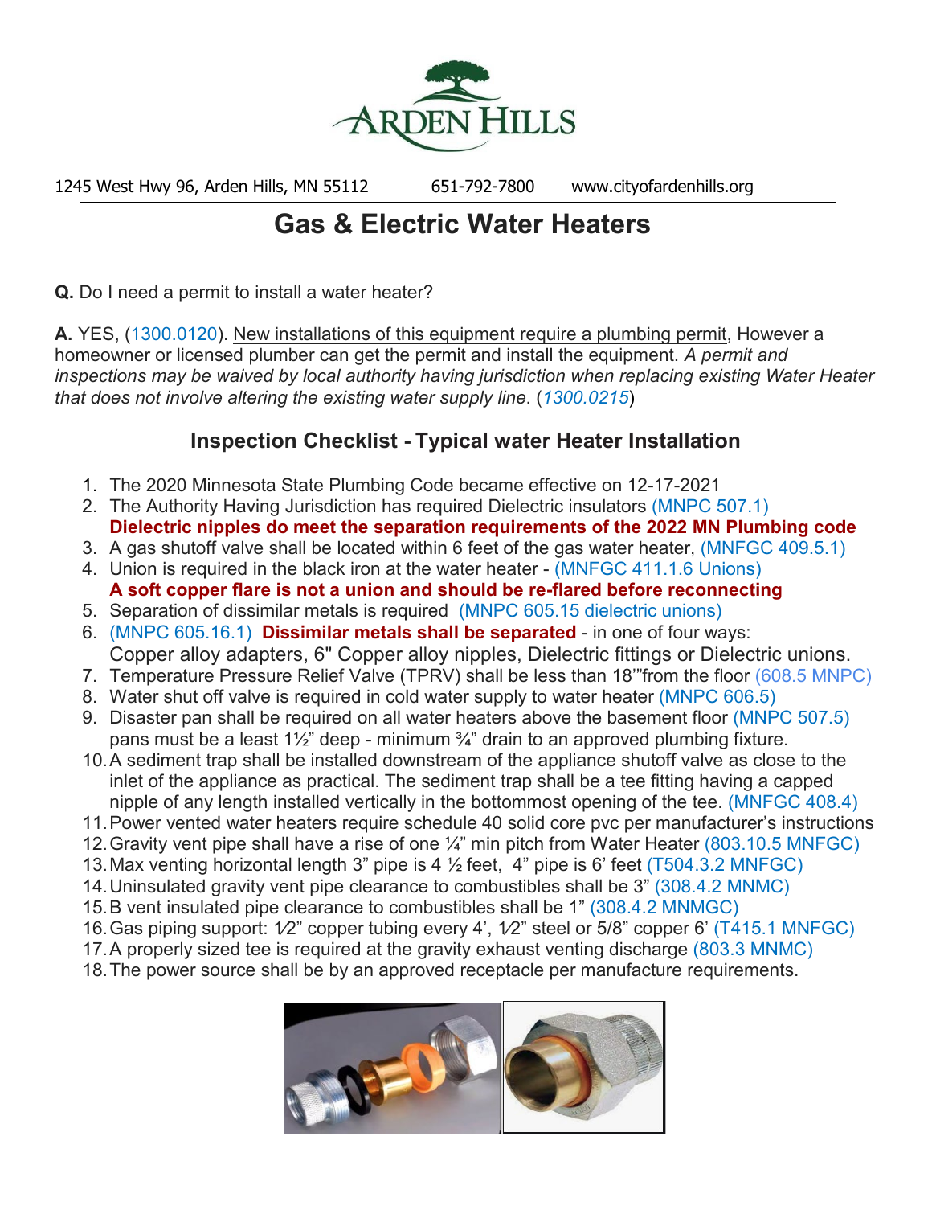ARDEN HILLS

1245 West Hwy 96, Arden Hills, MN 55112 651-792-7800 www.cityofardenhills.org

# Gas & Electric Water Heaters

**Q.** Do I need a permit to install a water heater?

**A.** YES, (1300.0120). New installations of this equipment require a plumbing permit, However a homeowner or licensed plumber can get the permit and install the equipment. *A permit and inspections may be waived by local authority having jurisdiction when replacing existing Water Heater that does not involve altering the existing water supply line.* (*1300.0215*)

## Inspection Checklist - Typical water Heater Installation

1. The 2020 Minnesota State Plumbing Code became effective on 12-17-2021
2. The Authority Having Jurisdiction has required Dielectric insulators (MNPC 507.1)
   **Dielectric nipples do meet the separation requirements of the 2022 MN Plumbing code**
3. A gas shutoff valve shall be located within 6 feet of the gas water heater, (MNFGC 409.5.1)
4. Union is required in the black iron at the water heater - (MNFGC 411.1.6 Unions)
   **A soft copper flare is not a union and should be re-flared before reconnecting**
5. Separation of dissimilar metals is required (MNPC 605.15 dielectric unions)
6. (MNPC 605.16.1) **Dissimilar metals shall be separated** - in one of four ways:
   Copper alloy adapters, 6" Copper alloy nipples, Dielectric fittings or Dielectric unions.
7. Temperature Pressure Relief Valve (TPRV) shall be less than 18'"from the floor (608.5 MNPC)
8. Water shut off valve is required in cold water supply to water heater (MNPC 606.5)
9. Disaster pan shall be required on all water heaters above the basement floor (MNPC 507.5) pans must be a least 1½" deep - minimum ¾" drain to an approved plumbing fixture.
10. A sediment trap shall be installed downstream of the appliance shutoff valve as close to the inlet of the appliance as practical. The sediment trap shall be a tee fitting having a capped nipple of any length installed vertically in the bottommost opening of the tee. (MNFGC 408.4)
11. Power vented water heaters require schedule 40 solid core pvc per manufacturer's instructions
12. Gravity vent pipe shall have a rise of one ¼" min pitch from Water Heater (803.10.5 MNFGC)
13. Max venting horizontal length 3" pipe is 4 ½ feet, 4" pipe is 6' feet (T504.3.2 MNFGC)
14. Uninsulated gravity vent pipe clearance to combustibles shall be 3" (308.4.2 MNMC)
15. B vent insulated pipe clearance to combustibles shall be 1" (308.4.2 MNMGC)
16. Gas piping support: 1⁄2" copper tubing every 4', 1⁄2" steel or 5/8" copper 6' (T415.1 MNFGC)
17. A properly sized tee is required at the gravity exhaust venting discharge (803.3 MNMC)
18. The power source shall be by an approved receptacle per manufacture requirements.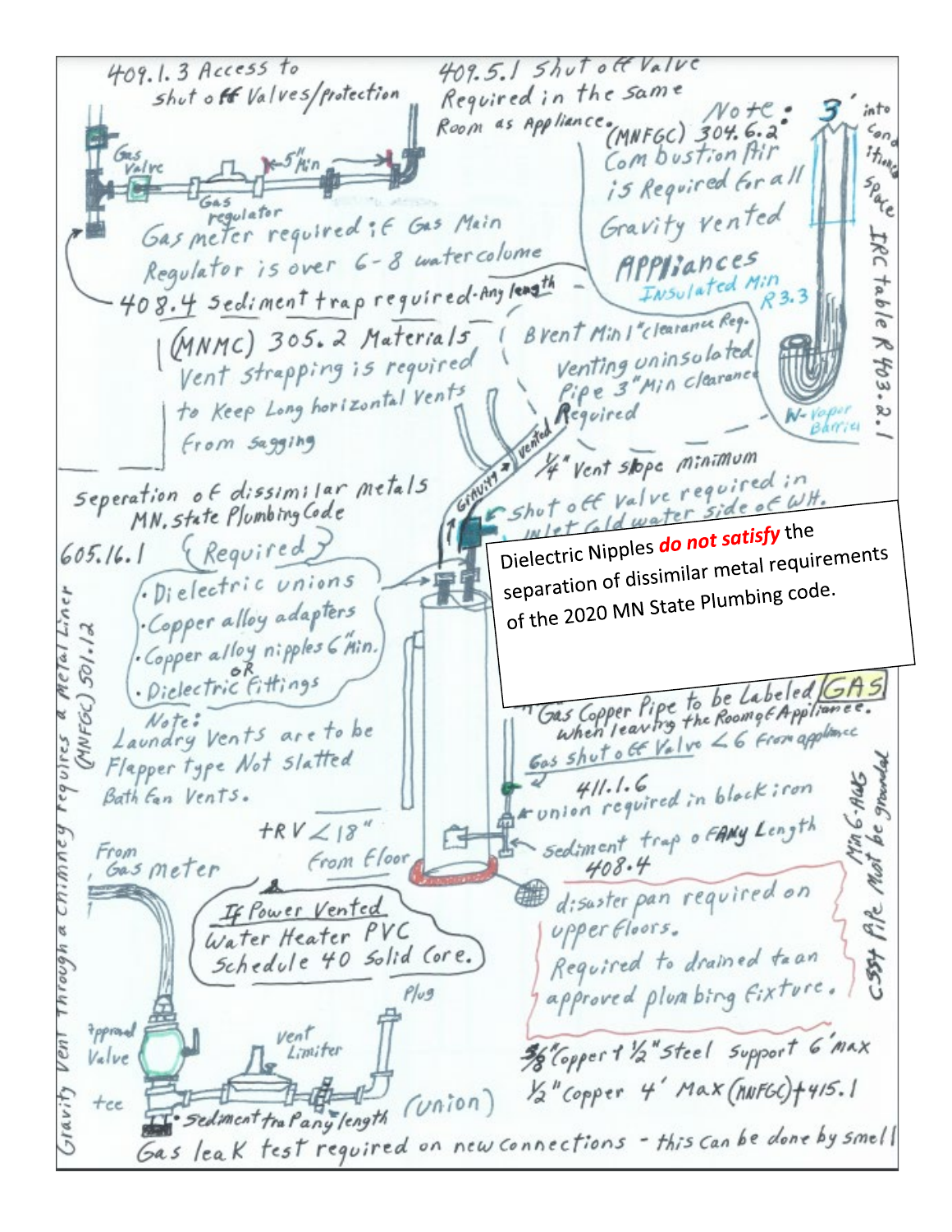409.1.3 Access to shut off Valves/protection

Gas Valve

Gas regulator

5" Min

Gas meter required if Gas Main Regulator is over 6-8 water colome

408.4 Sediment trap required-Any length

409.5.1 Shut off Valve Required in the same Room as Appliance.

Note: (MNFGC) 304.6.2 Combustion Air is Required for all Gravity vented Appliances

3' into Conditioning Space

Insulated Min R3.3

IRC table R403.2.1

W-Vapor Barrier

(MNMC) 305.2 Materials Vent strapping is required to Keep Long horizontal Vents from sagging

B vent Min 1" clearance Req. Venting uninsulated Pipe 3" Min clearance Required

Gravity vented

1/4" Vent slope minimum

Shut off valve required in inlet cold water side of WH.

Seperation of dissimilar metals MN. state Plumbing Code

605.16.1 {Required}

- Dielectric unions
- Copper alloy adapters
- Copper alloy nipples 6" Min. OR
- Dielectric Fittings

Dielectric Nipples ***do not satisfy*** the separation of dissimilar metal requirements of the 2020 MN State Plumbing code.

Gas Copper Pipe to be Labeled GAS when leaving the Room of Appliance.

Gas shut off Valve < 6 From appliance

411.1.6 union required in black iron

Sediment trap of Any Length 408.4

Note: Laundry Vents are to be Flapper type Not slatted Bath fan Vents.

TRV < 18" From floor

From Gas meter

If Power Vented Water Heater PVC Schedule 40 Solid Core.

disaster pan required on upper floors. Required to drained to an approved plumbing fixture.

Min 6-AWG

CSST Pipe Must be grounded

Gravity Vent Through a Chimney requires a Metal Liner (MNFGC) 501.12

Approved Valve

tee

Vent Limiter

Plug

Sediment trap any length

(union)

3/8" Copper + 1/2" Steel support 6' max

1/2" Copper 4' Max (MNFGC) + 415.1

Gas leak test required on new connections - this can be done by smell